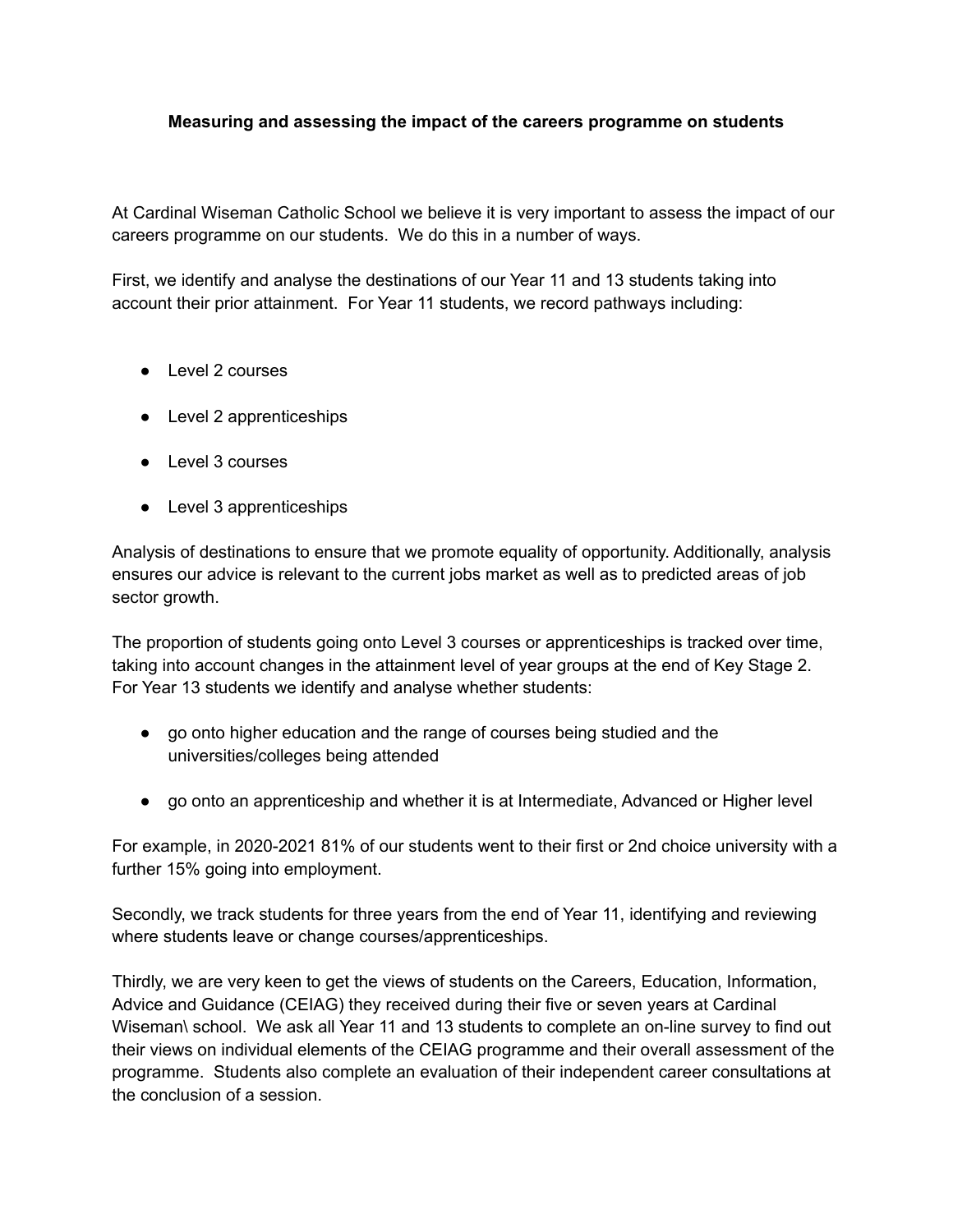**Measuring and assessing the impact of the careers programme on students**

At Cardinal Wiseman Catholic School we believe it is very important to assess the impact of our careers programme on our students. We do this in a number of ways.

First, we identify and analyse the destinations of our Year 11 and 13 students taking into account their prior attainment. For Year 11 students, we record pathways including:

- Level 2 courses
- Level 2 apprenticeships
- Level 3 courses
- Level 3 apprenticeships

Analysis of destinations to ensure that we promote equality of opportunity. Additionally, analysis ensures our advice is relevant to the current jobs market as well as to predicted areas of job sector growth.

The proportion of students going onto Level 3 courses or apprenticeships is tracked over time, taking into account changes in the attainment level of year groups at the end of Key Stage 2. For Year 13 students we identify and analyse whether students:

- go onto higher education and the range of courses being studied and the universities/colleges being attended
- go onto an apprenticeship and whether it is at Intermediate, Advanced or Higher level

For example, in 2020-2021 81% of our students went to their first or 2nd choice university with a further 15% going into employment.

Secondly, we track students for three years from the end of Year 11, identifying and reviewing where students leave or change courses/apprenticeships.

Thirdly, we are very keen to get the views of students on the Careers, Education, Information, Advice and Guidance (CEIAG) they received during their five or seven years at Cardinal Wiseman\ school. We ask all Year 11 and 13 students to complete an on-line survey to find out their views on individual elements of the CEIAG programme and their overall assessment of the programme. Students also complete an evaluation of their independent career consultations at the conclusion of a session.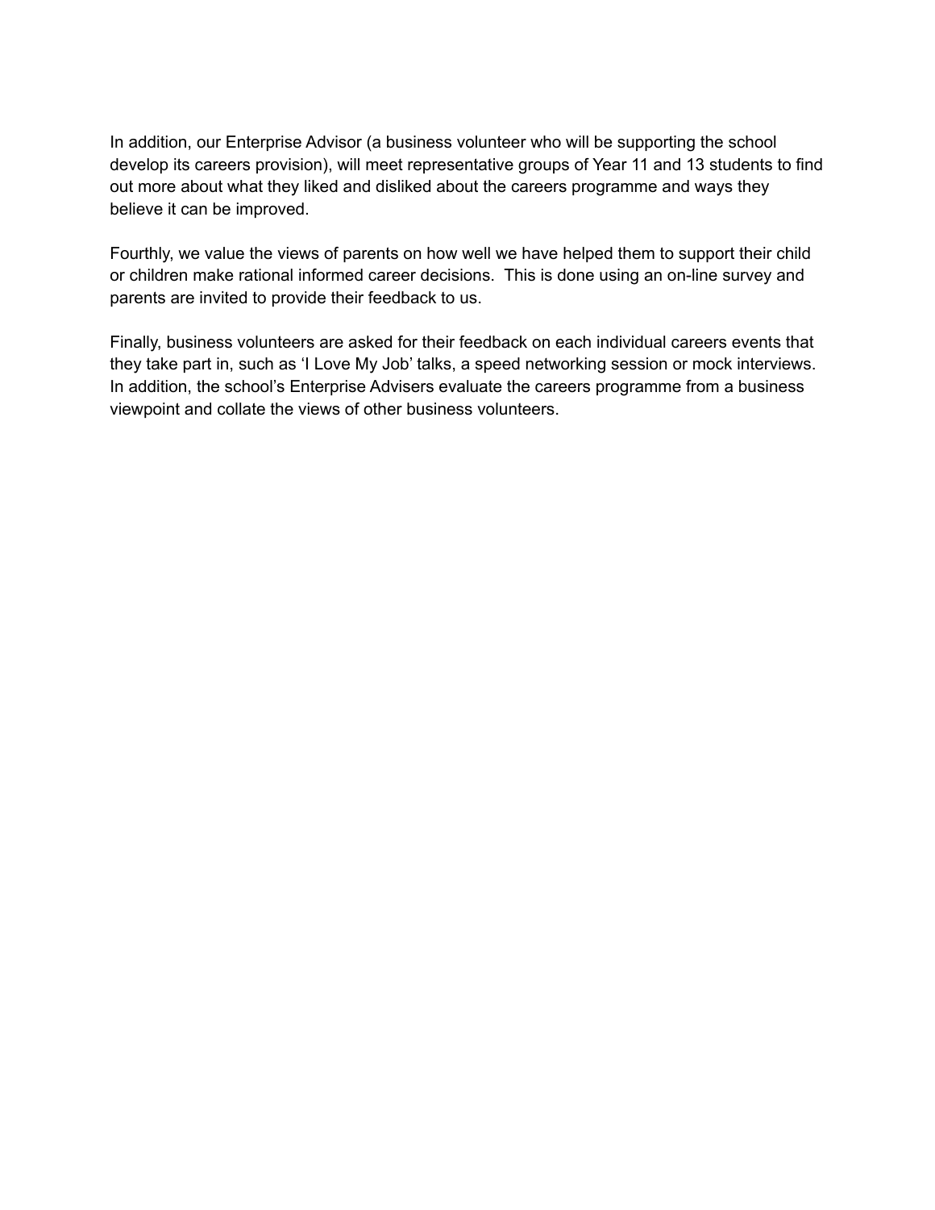In addition, our Enterprise Advisor (a business volunteer who will be supporting the school develop its careers provision), will meet representative groups of Year 11 and 13 students to find out more about what they liked and disliked about the careers programme and ways they believe it can be improved.

Fourthly, we value the views of parents on how well we have helped them to support their child or children make rational informed career decisions.  This is done using an on-line survey and parents are invited to provide their feedback to us.

Finally, business volunteers are asked for their feedback on each individual careers events that they take part in, such as 'I Love My Job' talks, a speed networking session or mock interviews. In addition, the school's Enterprise Advisers evaluate the careers programme from a business viewpoint and collate the views of other business volunteers.